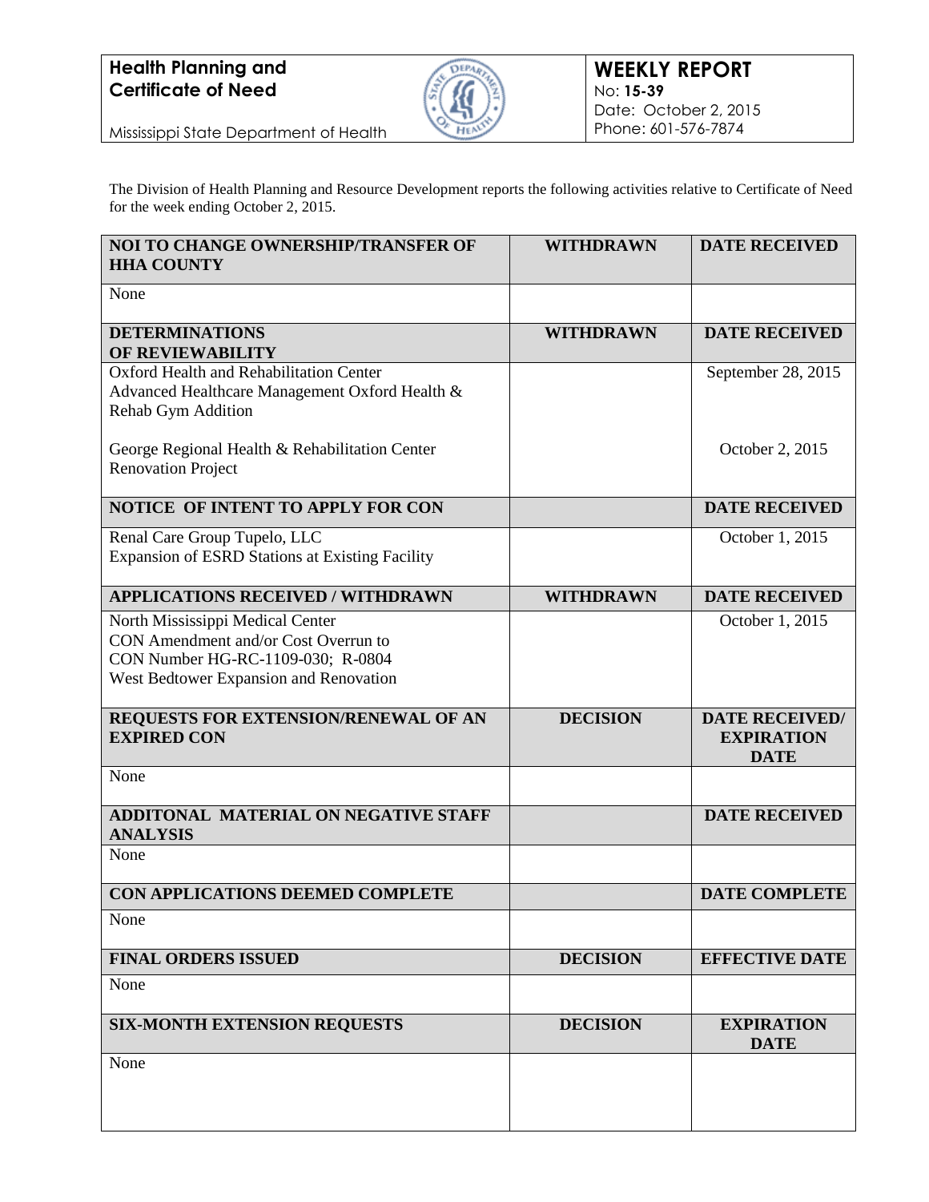**Health Planning and Certificate of Need**

Mississippi State Department of Health

**WEEKLY REPORT**
No: **15-39**
Date: October 2, 2015
Phone: 601-576-7874

The Division of Health Planning and Resource Development reports the following activities relative to Certificate of Need for the week ending October 2, 2015.

| NOI TO CHANGE OWNERSHIP/TRANSFER OF HHA COUNTY | WITHDRAWN | DATE RECEIVED |
|---|---|---|
| None | | |
| **DETERMINATIONS OF REVIEWABILITY** | **WITHDRAWN** | **DATE RECEIVED** |
| Oxford Health and Rehabilitation Center<br>Advanced Healthcare Management Oxford Health & Rehab Gym Addition | | September 28, 2015 |
| George Regional Health & Rehabilitation Center<br>Renovation Project | | October 2, 2015 |
| **NOTICE OF INTENT TO APPLY FOR CON** | | **DATE RECEIVED** |
| Renal Care Group Tupelo, LLC<br>Expansion of ESRD Stations at Existing Facility | | October 1, 2015 |
| **APPLICATIONS RECEIVED / WITHDRAWN** | **WITHDRAWN** | **DATE RECEIVED** |
| North Mississippi Medical Center<br>CON Amendment and/or Cost Overrun to<br>CON Number HG-RC-1109-030; R-0804<br>West Bedtower Expansion and Renovation | | October 1, 2015 |
| **REQUESTS FOR EXTENSION/RENEWAL OF AN EXPIRED CON** | **DECISION** | **DATE RECEIVED/ EXPIRATION DATE** |
| None | | |
| **ADDITONAL MATERIAL ON NEGATIVE STAFF ANALYSIS** | | **DATE RECEIVED** |
| None | | |
| **CON APPLICATIONS DEEMED COMPLETE** | | **DATE COMPLETE** |
| None | | |
| **FINAL ORDERS ISSUED** | **DECISION** | **EFFECTIVE DATE** |
| None | | |
| **SIX-MONTH EXTENSION REQUESTS** | **DECISION** | **EXPIRATION DATE** |
| None | | |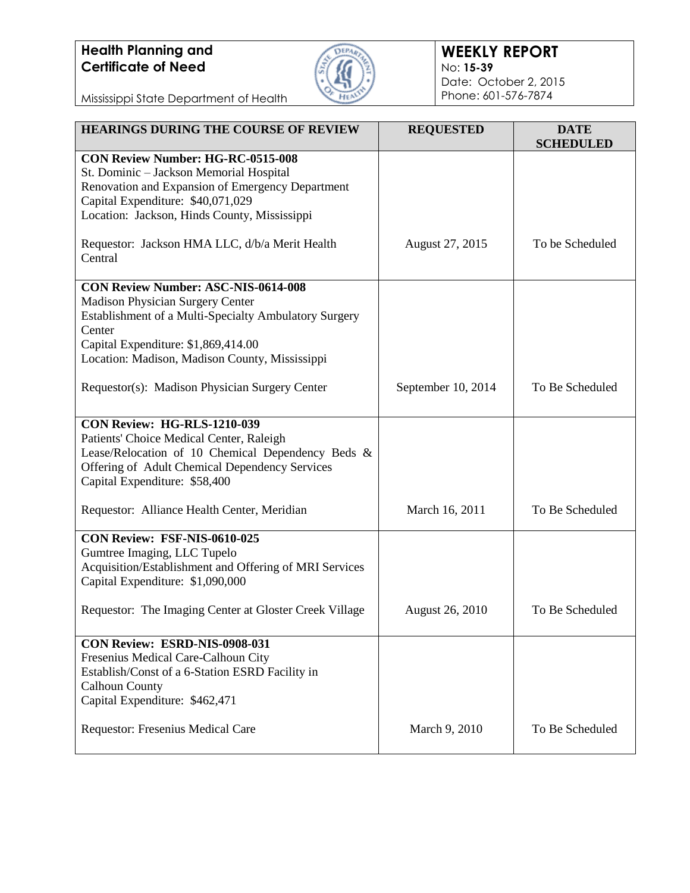**Health Planning and Certificate of Need**

Mississippi State Department of Health

**WEEKLY REPORT**
No: **15-39**
Date: October 2, 2015
Phone: 601-576-7874

| HEARINGS DURING THE COURSE OF REVIEW | REQUESTED | DATE SCHEDULED |
|---|---|---|
| **CON Review Number: HG-RC-0515-008**<br>St. Dominic – Jackson Memorial Hospital<br>Renovation and Expansion of Emergency Department<br>Capital Expenditure: $40,071,029<br>Location: Jackson, Hinds County, Mississippi<br><br>Requestor: Jackson HMA LLC, d/b/a Merit Health Central | August 27, 2015 | To be Scheduled |
| **CON Review Number: ASC-NIS-0614-008**<br>Madison Physician Surgery Center<br>Establishment of a Multi-Specialty Ambulatory Surgery Center<br>Capital Expenditure: $1,869,414.00<br>Location: Madison, Madison County, Mississippi<br><br>Requestor(s): Madison Physician Surgery Center | September 10, 2014 | To Be Scheduled |
| **CON Review: HG-RLS-1210-039**<br>Patients' Choice Medical Center, Raleigh<br>Lease/Relocation of 10 Chemical Dependency Beds & Offering of Adult Chemical Dependency Services<br>Capital Expenditure: $58,400<br><br>Requestor: Alliance Health Center, Meridian | March 16, 2011 | To Be Scheduled |
| **CON Review: FSF-NIS-0610-025**<br>Gumtree Imaging, LLC Tupelo<br>Acquisition/Establishment and Offering of MRI Services<br>Capital Expenditure: $1,090,000<br><br>Requestor: The Imaging Center at Gloster Creek Village | August 26, 2010 | To Be Scheduled |
| **CON Review: ESRD-NIS-0908-031**<br>Fresenius Medical Care-Calhoun City<br>Establish/Const of a 6-Station ESRD Facility in Calhoun County<br>Capital Expenditure: $462,471<br><br>Requestor: Fresenius Medical Care | March 9, 2010 | To Be Scheduled |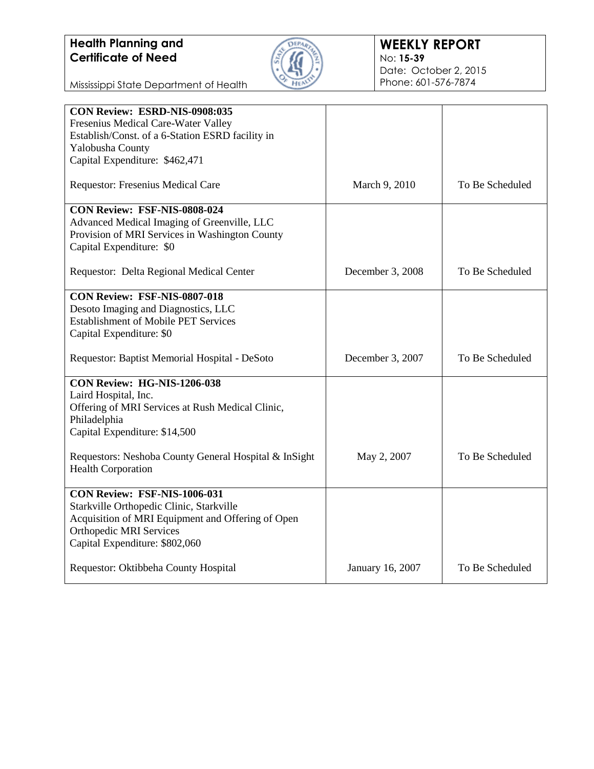| | | |
|---|---|---|
| **CON Review: ESRD-NIS-0908:035**<br>Fresenius Medical Care-Water Valley<br>Establish/Const. of a 6-Station ESRD facility in Yalobusha County<br>Capital Expenditure: $462,471<br><br>Requestor: Fresenius Medical Care | March 9, 2010 | To Be Scheduled |
| **CON Review: FSF-NIS-0808-024**<br>Advanced Medical Imaging of Greenville, LLC<br>Provision of MRI Services in Washington County<br>Capital Expenditure: $0<br><br>Requestor: Delta Regional Medical Center | December 3, 2008 | To Be Scheduled |
| **CON Review: FSF-NIS-0807-018**<br>Desoto Imaging and Diagnostics, LLC<br>Establishment of Mobile PET Services<br>Capital Expenditure: $0<br><br>Requestor: Baptist Memorial Hospital - DeSoto | December 3, 2007 | To Be Scheduled |
| **CON Review: HG-NIS-1206-038**<br>Laird Hospital, Inc.<br>Offering of MRI Services at Rush Medical Clinic, Philadelphia<br>Capital Expenditure: $14,500<br><br>Requestors: Neshoba County General Hospital & InSight Health Corporation | May 2, 2007 | To Be Scheduled |
| **CON Review: FSF-NIS-1006-031**<br>Starkville Orthopedic Clinic, Starkville<br>Acquisition of MRI Equipment and Offering of Open Orthopedic MRI Services<br>Capital Expenditure: $802,060<br><br>Requestor: Oktibbeha County Hospital | January 16, 2007 | To Be Scheduled |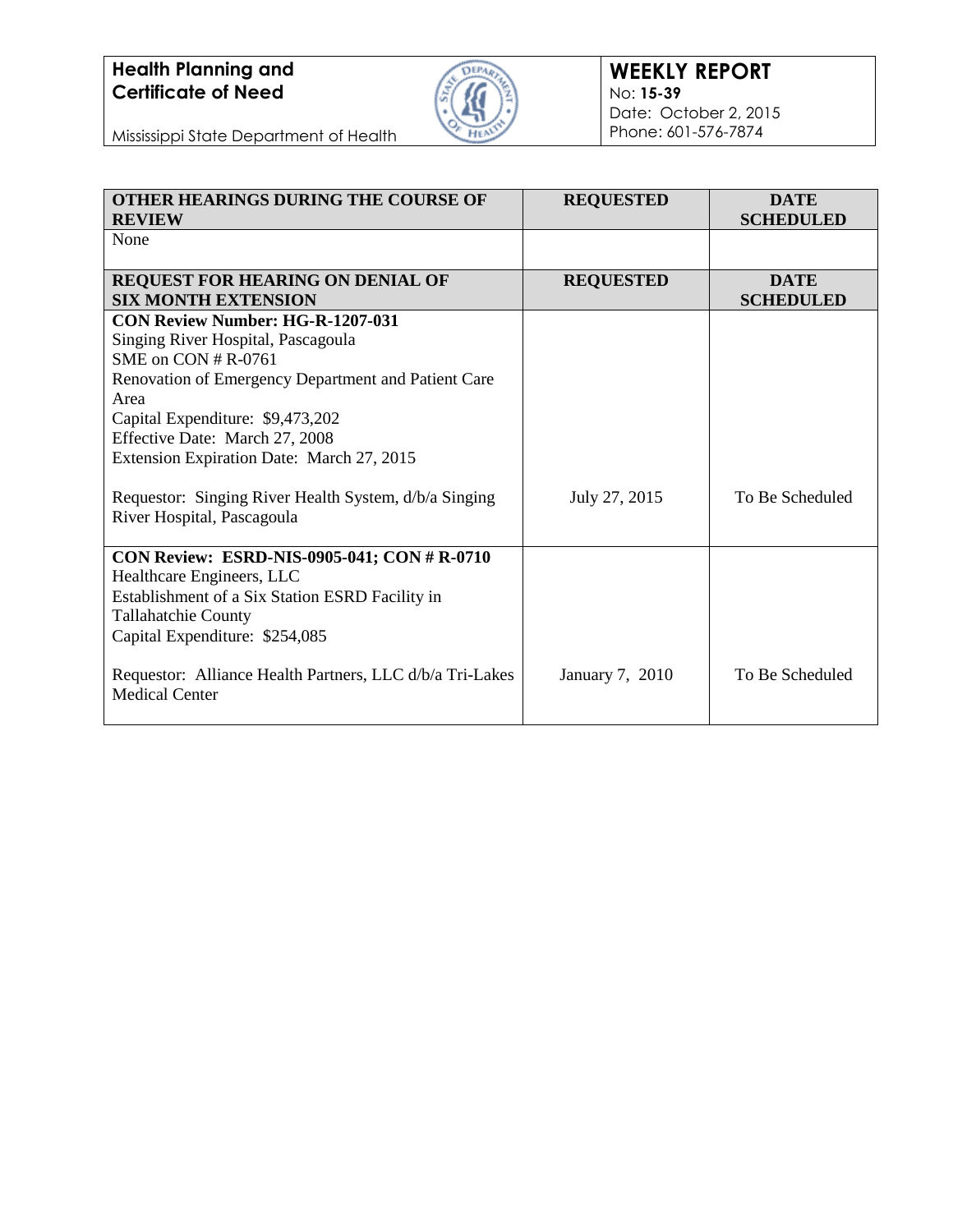| OTHER HEARINGS DURING THE COURSE OF REVIEW | REQUESTED | DATE SCHEDULED |
|---|---|---|
| None | | |

| REQUEST FOR HEARING ON DENIAL OF SIX MONTH EXTENSION | REQUESTED | DATE SCHEDULED |
|---|---|---|
| **CON Review Number: HG-R-1207-031**<br>Singing River Hospital, Pascagoula<br>SME on CON # R-0761<br>Renovation of Emergency Department and Patient Care Area<br>Capital Expenditure: $9,473,202<br>Effective Date: March 27, 2008<br>Extension Expiration Date: March 27, 2015<br><br>Requestor: Singing River Health System, d/b/a Singing River Hospital, Pascagoula | July 27, 2015 | To Be Scheduled |
| **CON Review: ESRD-NIS-0905-041; CON # R-0710**<br>Healthcare Engineers, LLC<br>Establishment of a Six Station ESRD Facility in Tallahatchie County<br>Capital Expenditure: $254,085<br><br>Requestor: Alliance Health Partners, LLC d/b/a Tri-Lakes Medical Center | January 7, 2010 | To Be Scheduled |